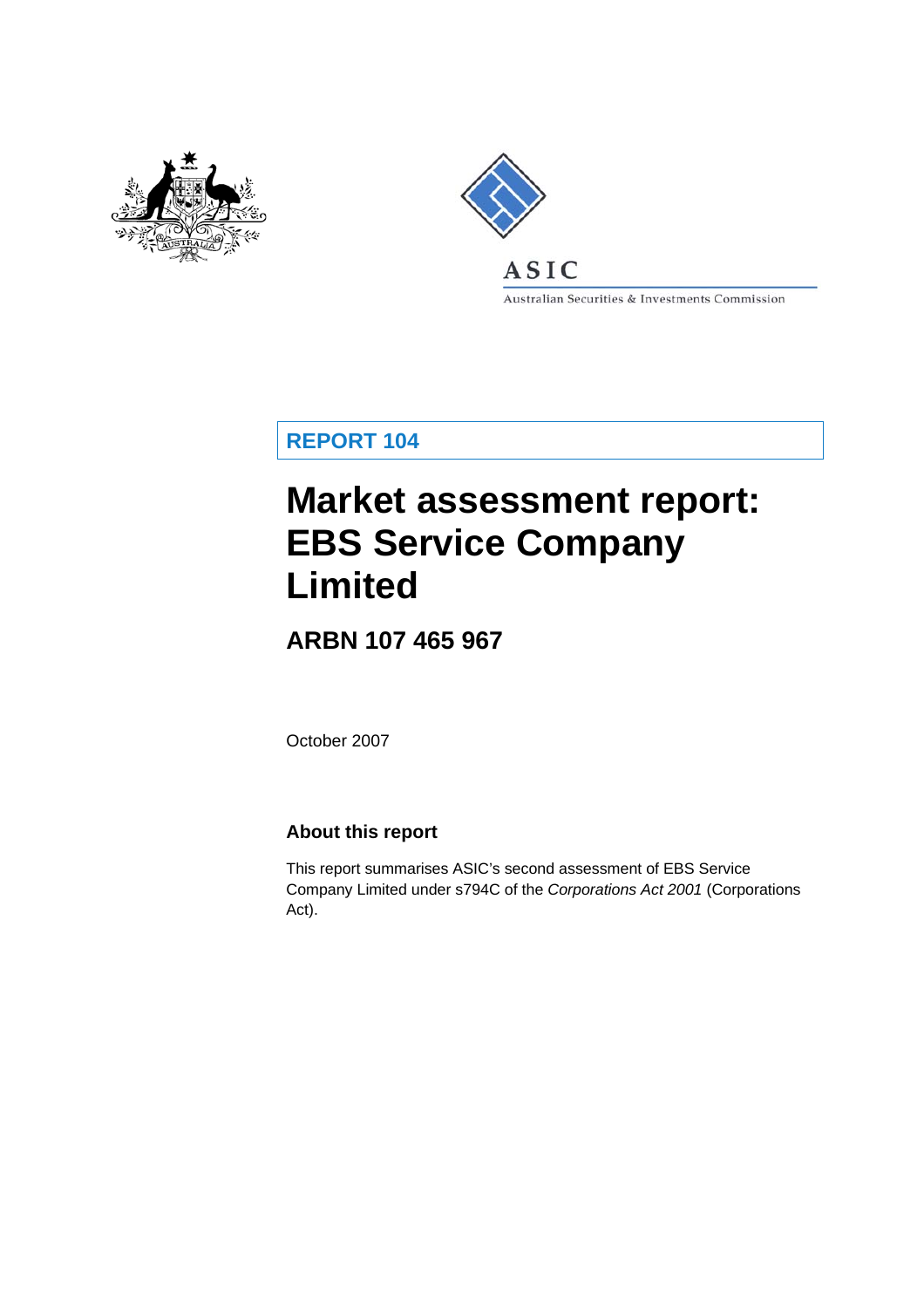ASIC

Australian Securities & Investments Commission

**REPORT 104**

# Market assessment report: EBS Service Company Limited

## ARBN 107 465 967

October 2007

### About this report

This report summarises ASIC's second assessment of EBS Service Company Limited under s794C of the *Corporations Act 2001* (Corporations Act).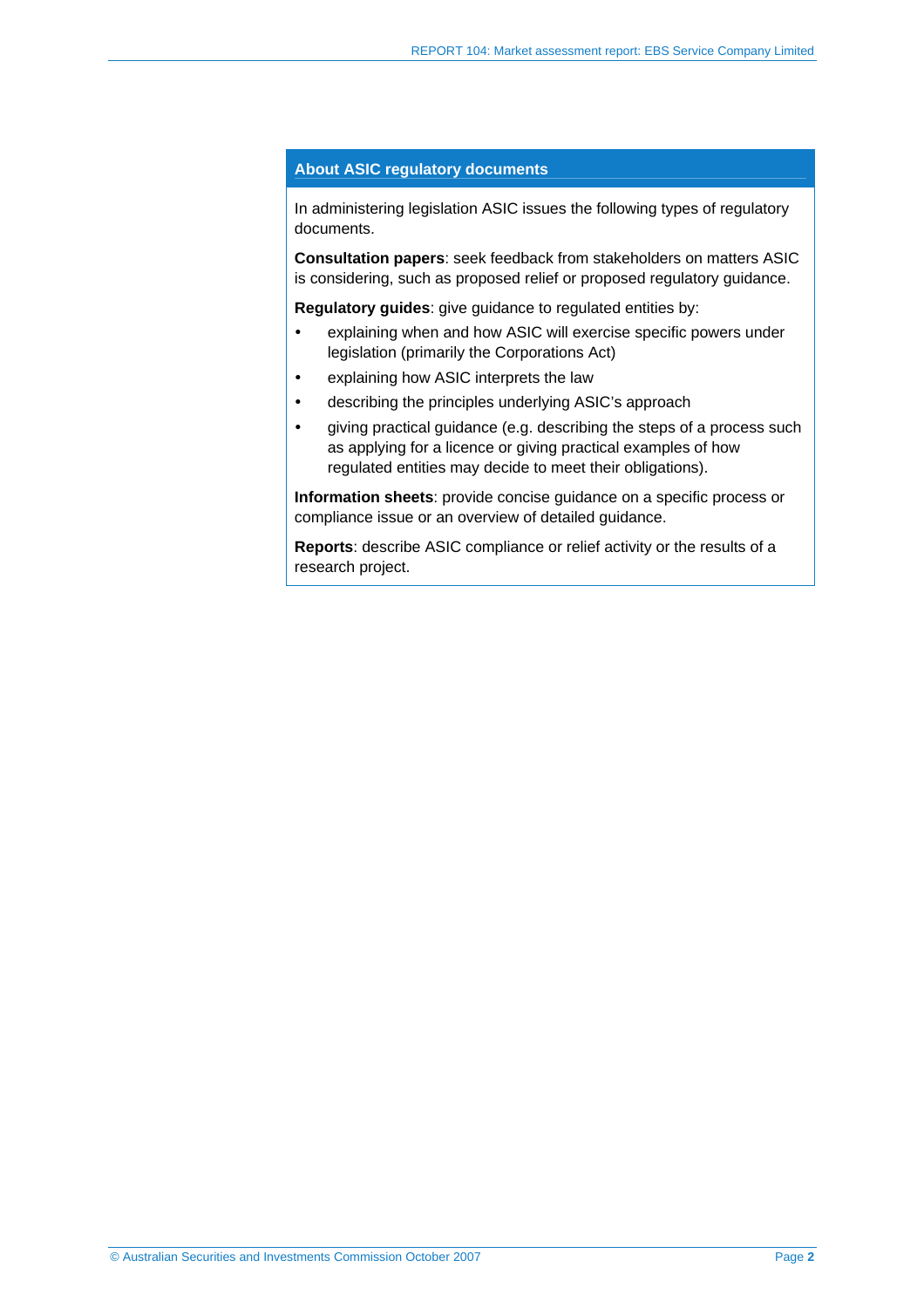## About ASIC regulatory documents

In administering legislation ASIC issues the following types of regulatory documents.

**Consultation papers**: seek feedback from stakeholders on matters ASIC is considering, such as proposed relief or proposed regulatory guidance.

**Regulatory guides**: give guidance to regulated entities by:

- explaining when and how ASIC will exercise specific powers under legislation (primarily the Corporations Act)
- explaining how ASIC interprets the law
- describing the principles underlying ASIC's approach
- giving practical guidance (e.g. describing the steps of a process such as applying for a licence or giving practical examples of how regulated entities may decide to meet their obligations).

**Information sheets**: provide concise guidance on a specific process or compliance issue or an overview of detailed guidance.

**Reports**: describe ASIC compliance or relief activity or the results of a research project.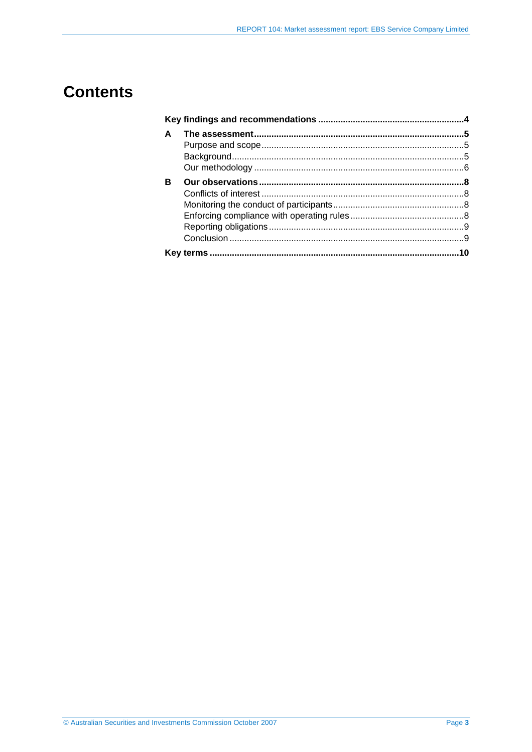# Contents

**Key findings and recommendations** .......................................................... **4**

**A The assessment** .................................................................................. **5**
- Purpose and scope ................................................................................. 5
- Background ............................................................................................. 5
- Our methodology ..................................................................................... 6

**B Our observations** ................................................................................. **8**
- Conflicts of interest ................................................................................. 8
- Monitoring the conduct of participants .................................................... 8
- Enforcing compliance with operating rules ............................................. 8
- Reporting obligations .............................................................................. 9
- Conclusion .............................................................................................. 9

**Key terms** ................................................................................................... **10**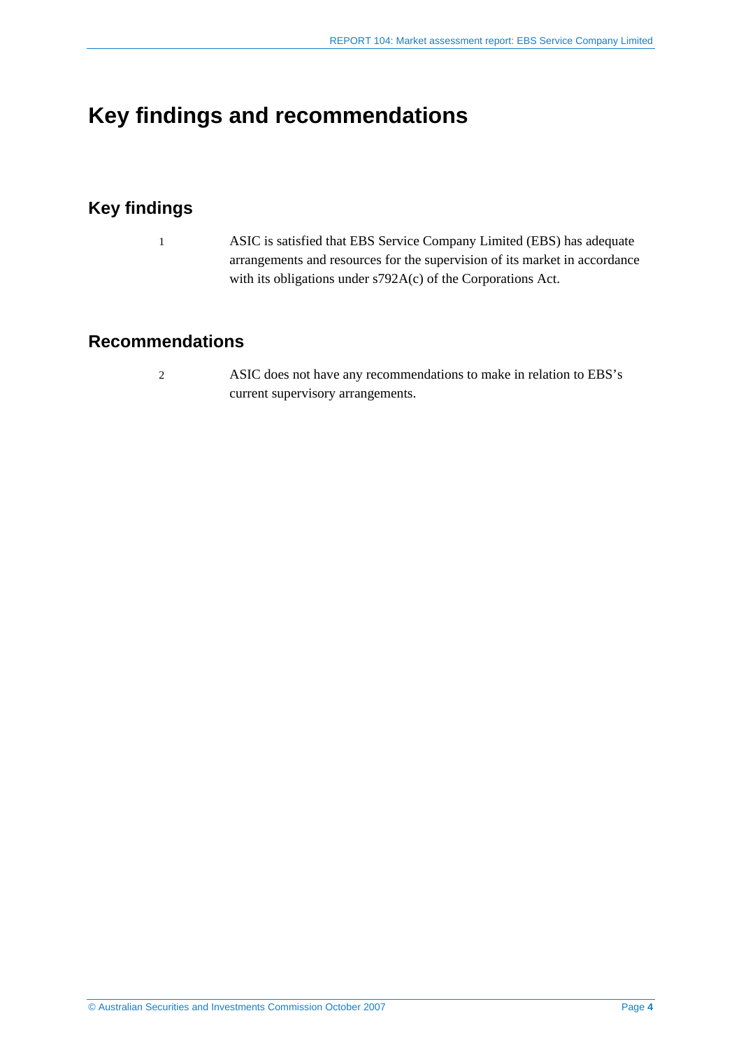# Key findings and recommendations

## Key findings

1 ASIC is satisfied that EBS Service Company Limited (EBS) has adequate arrangements and resources for the supervision of its market in accordance with its obligations under s792A(c) of the Corporations Act.

## Recommendations

2 ASIC does not have any recommendations to make in relation to EBS's current supervisory arrangements.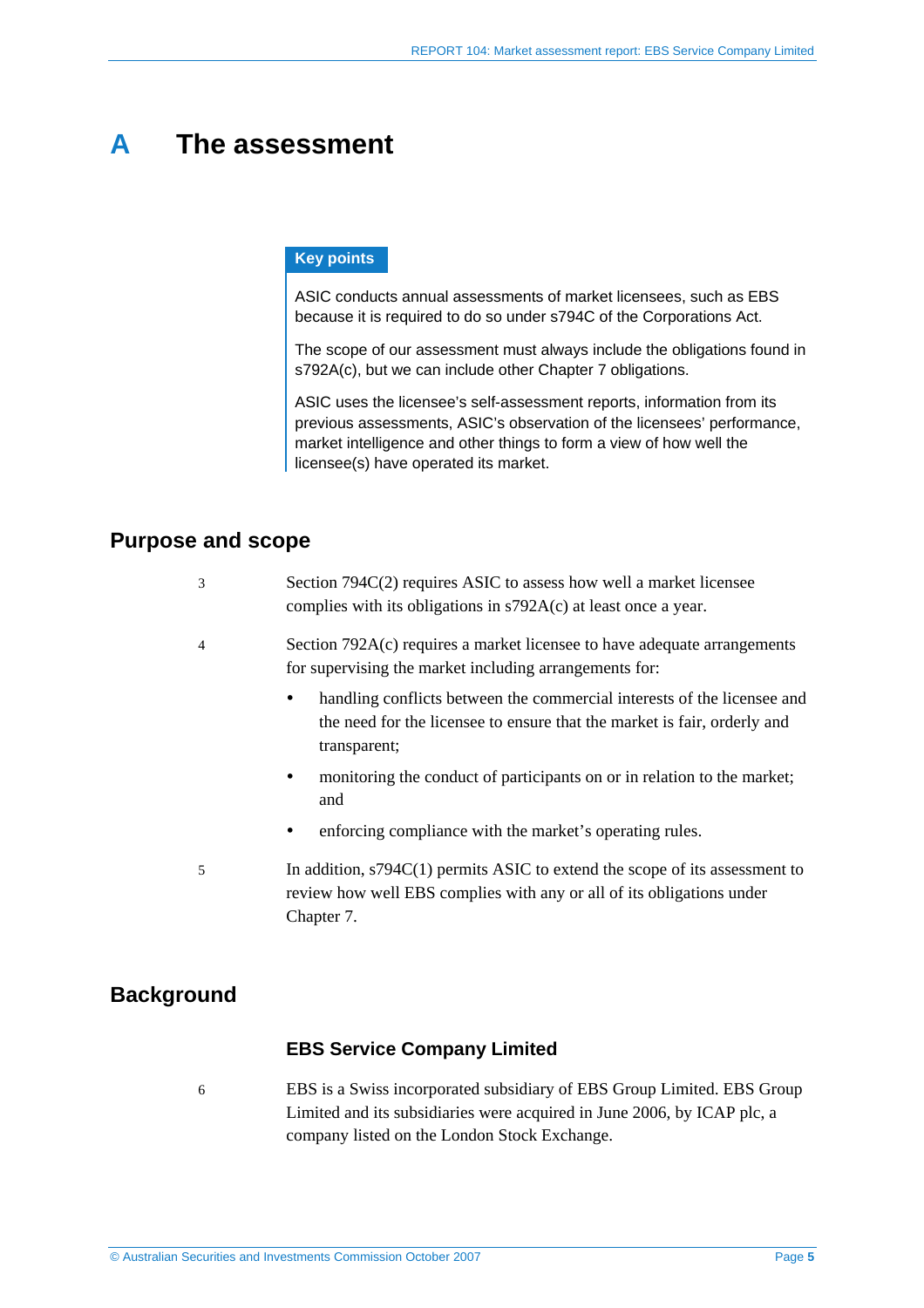# A The assessment

**Key points**

ASIC conducts annual assessments of market licensees, such as EBS because it is required to do so under s794C of the Corporations Act.

The scope of our assessment must always include the obligations found in s792A(c), but we can include other Chapter 7 obligations.

ASIC uses the licensee's self-assessment reports, information from its previous assessments, ASIC's observation of the licensees' performance, market intelligence and other things to form a view of how well the licensee(s) have operated its market.

## Purpose and scope

3 Section 794C(2) requires ASIC to assess how well a market licensee complies with its obligations in s792A(c) at least once a year.

4 Section 792A(c) requires a market licensee to have adequate arrangements for supervising the market including arrangements for:

- handling conflicts between the commercial interests of the licensee and the need for the licensee to ensure that the market is fair, orderly and transparent;
- monitoring the conduct of participants on or in relation to the market; and
- enforcing compliance with the market's operating rules.

5 In addition, s794C(1) permits ASIC to extend the scope of its assessment to review how well EBS complies with any or all of its obligations under Chapter 7.

## Background

### EBS Service Company Limited

6 EBS is a Swiss incorporated subsidiary of EBS Group Limited. EBS Group Limited and its subsidiaries were acquired in June 2006, by ICAP plc, a company listed on the London Stock Exchange.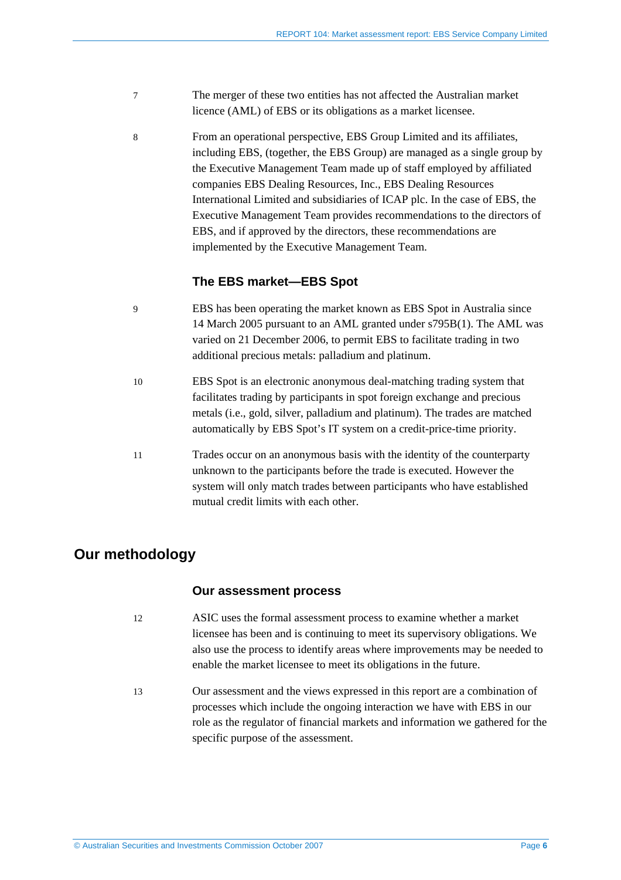7 The merger of these two entities has not affected the Australian market licence (AML) of EBS or its obligations as a market licensee.

8 From an operational perspective, EBS Group Limited and its affiliates, including EBS, (together, the EBS Group) are managed as a single group by the Executive Management Team made up of staff employed by affiliated companies EBS Dealing Resources, Inc., EBS Dealing Resources International Limited and subsidiaries of ICAP plc. In the case of EBS, the Executive Management Team provides recommendations to the directors of EBS, and if approved by the directors, these recommendations are implemented by the Executive Management Team.

### The EBS market—EBS Spot

9 EBS has been operating the market known as EBS Spot in Australia since 14 March 2005 pursuant to an AML granted under s795B(1). The AML was varied on 21 December 2006, to permit EBS to facilitate trading in two additional precious metals: palladium and platinum.

10 EBS Spot is an electronic anonymous deal-matching trading system that facilitates trading by participants in spot foreign exchange and precious metals (i.e., gold, silver, palladium and platinum). The trades are matched automatically by EBS Spot's IT system on a credit-price-time priority.

11 Trades occur on an anonymous basis with the identity of the counterparty unknown to the participants before the trade is executed. However the system will only match trades between participants who have established mutual credit limits with each other.

## Our methodology

### Our assessment process

12 ASIC uses the formal assessment process to examine whether a market licensee has been and is continuing to meet its supervisory obligations. We also use the process to identify areas where improvements may be needed to enable the market licensee to meet its obligations in the future.

13 Our assessment and the views expressed in this report are a combination of processes which include the ongoing interaction we have with EBS in our role as the regulator of financial markets and information we gathered for the specific purpose of the assessment.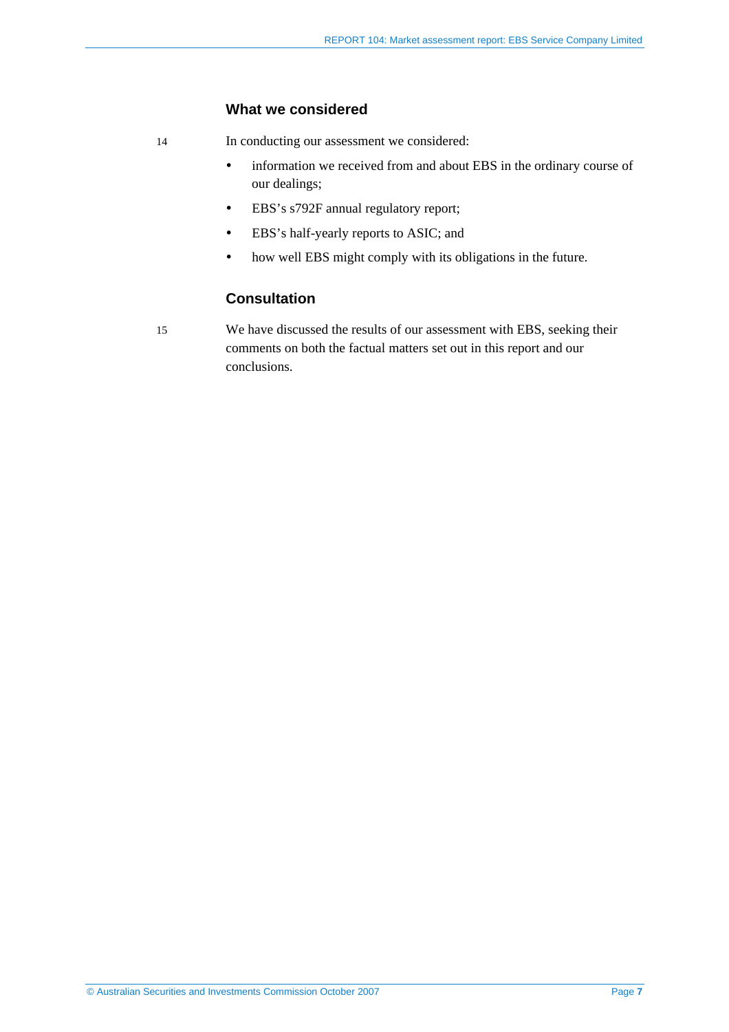## What we considered

14 In conducting our assessment we considered:

- information we received from and about EBS in the ordinary course of our dealings;
- EBS's s792F annual regulatory report;
- EBS's half-yearly reports to ASIC; and
- how well EBS might comply with its obligations in the future.

## Consultation

15 We have discussed the results of our assessment with EBS, seeking their comments on both the factual matters set out in this report and our conclusions.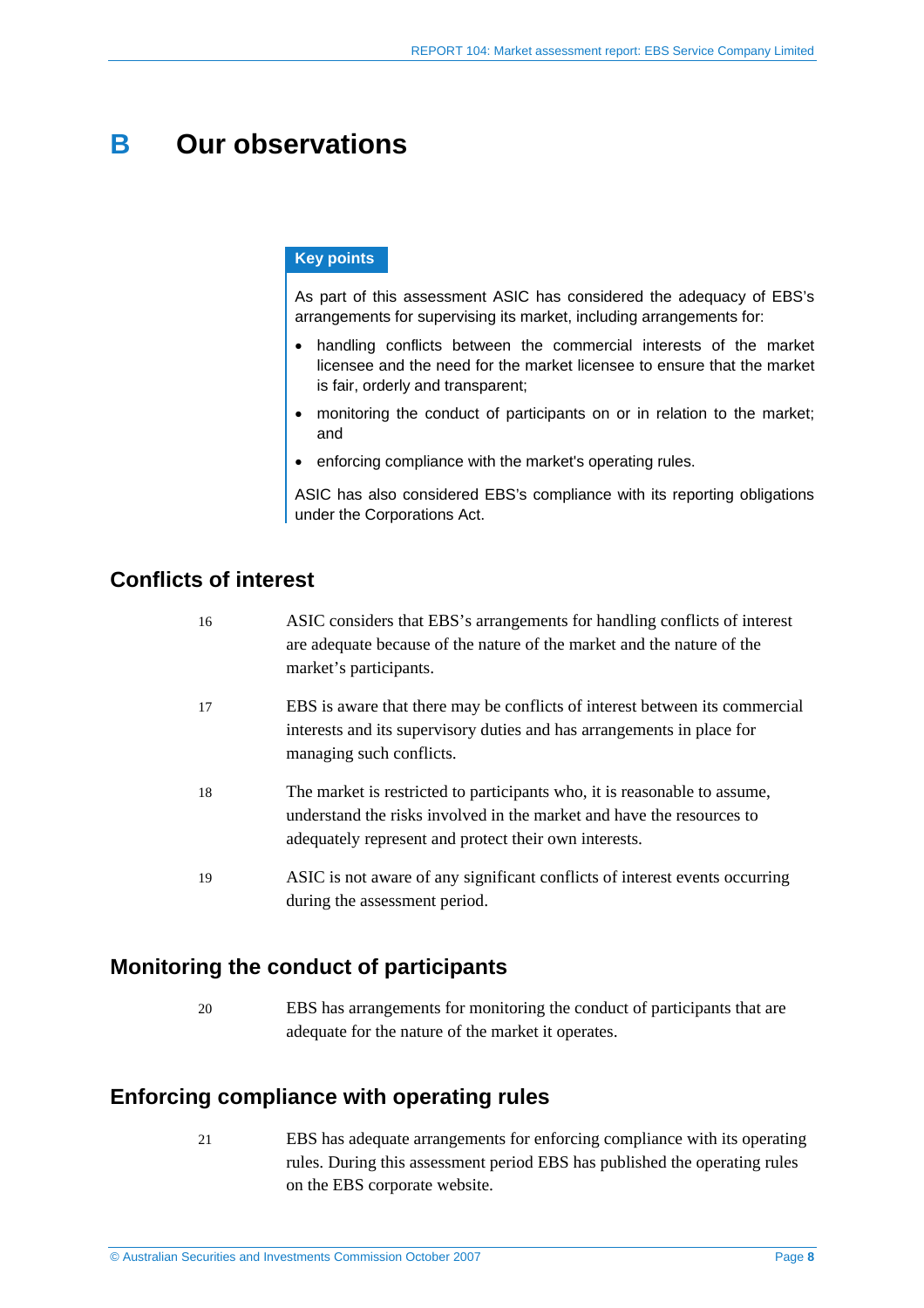# B Our observations

> **Key points**
>
> As part of this assessment ASIC has considered the adequacy of EBS's arrangements for supervising its market, including arrangements for:
>
> - handling conflicts between the commercial interests of the market licensee and the need for the market licensee to ensure that the market is fair, orderly and transparent;
> - monitoring the conduct of participants on or in relation to the market; and
> - enforcing compliance with the market's operating rules.
>
> ASIC has also considered EBS's compliance with its reporting obligations under the Corporations Act.

## Conflicts of interest

16 ASIC considers that EBS's arrangements for handling conflicts of interest are adequate because of the nature of the market and the nature of the market's participants.

17 EBS is aware that there may be conflicts of interest between its commercial interests and its supervisory duties and has arrangements in place for managing such conflicts.

18 The market is restricted to participants who, it is reasonable to assume, understand the risks involved in the market and have the resources to adequately represent and protect their own interests.

19 ASIC is not aware of any significant conflicts of interest events occurring during the assessment period.

## Monitoring the conduct of participants

20 EBS has arrangements for monitoring the conduct of participants that are adequate for the nature of the market it operates.

## Enforcing compliance with operating rules

21 EBS has adequate arrangements for enforcing compliance with its operating rules. During this assessment period EBS has published the operating rules on the EBS corporate website.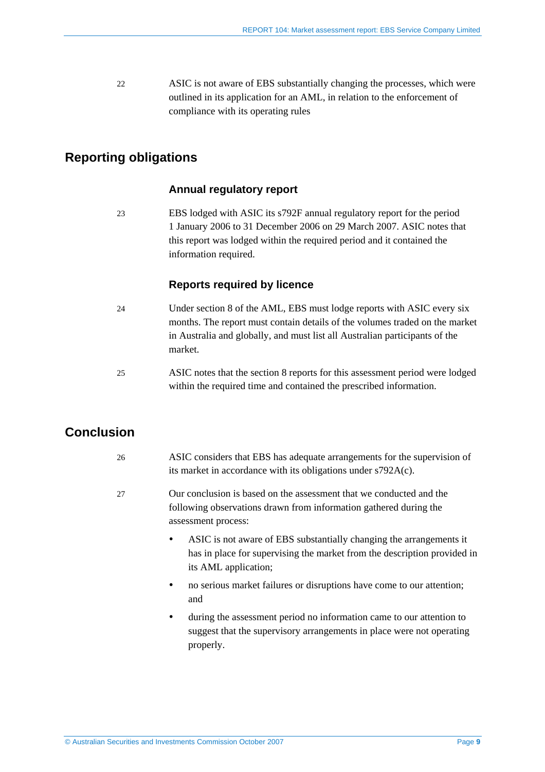22 ASIC is not aware of EBS substantially changing the processes, which were outlined in its application for an AML, in relation to the enforcement of compliance with its operating rules

## Reporting obligations

### Annual regulatory report

23 EBS lodged with ASIC its s792F annual regulatory report for the period 1 January 2006 to 31 December 2006 on 29 March 2007. ASIC notes that this report was lodged within the required period and it contained the information required.

### Reports required by licence

24 Under section 8 of the AML, EBS must lodge reports with ASIC every six months. The report must contain details of the volumes traded on the market in Australia and globally, and must list all Australian participants of the market.

25 ASIC notes that the section 8 reports for this assessment period were lodged within the required time and contained the prescribed information.

## Conclusion

26 ASIC considers that EBS has adequate arrangements for the supervision of its market in accordance with its obligations under s792A(c).

27 Our conclusion is based on the assessment that we conducted and the following observations drawn from information gathered during the assessment process:

- ASIC is not aware of EBS substantially changing the arrangements it has in place for supervising the market from the description provided in its AML application;
- no serious market failures or disruptions have come to our attention; and
- during the assessment period no information came to our attention to suggest that the supervisory arrangements in place were not operating properly.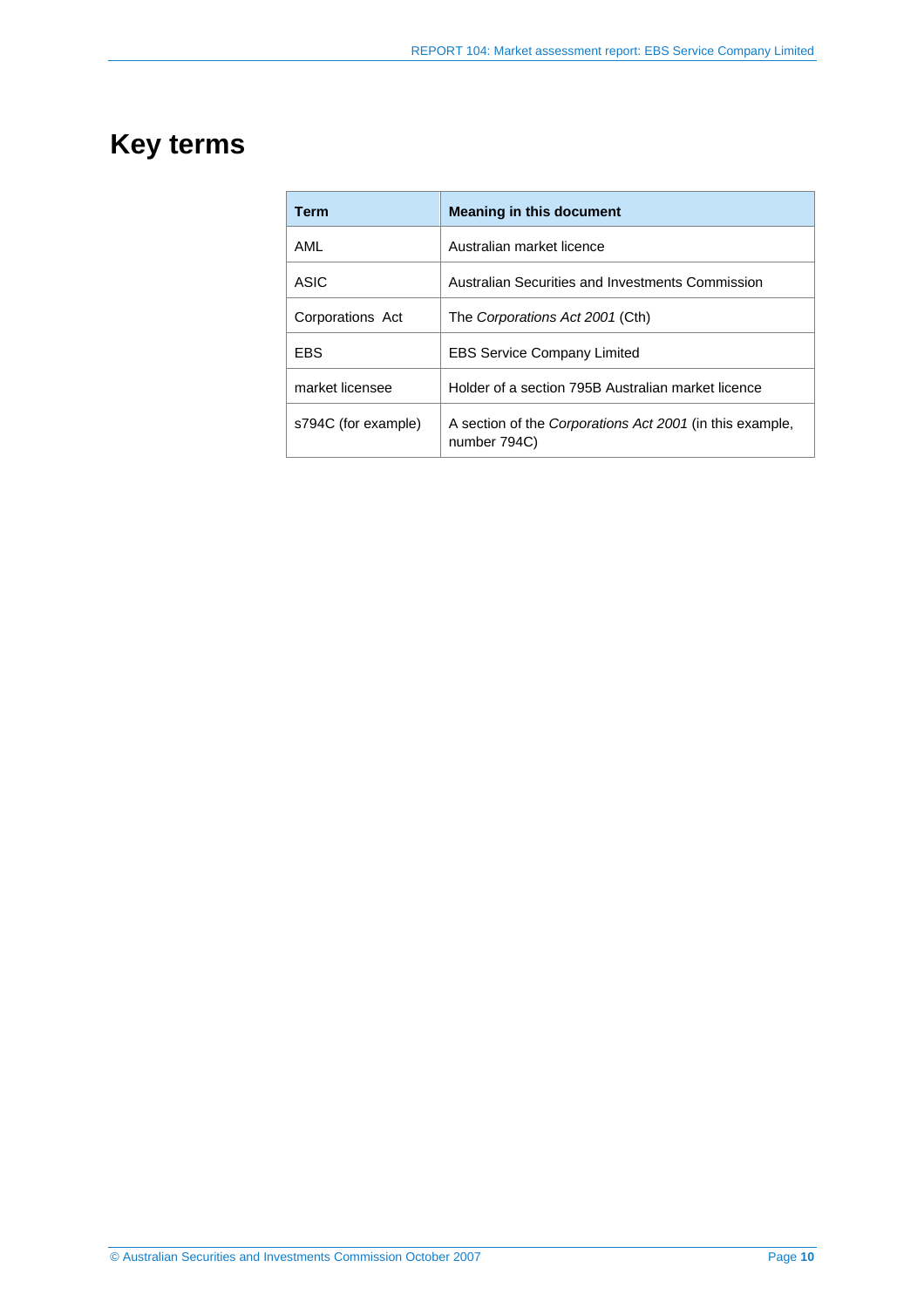# Key terms

| Term | Meaning in this document |
| --- | --- |
| AML | Australian market licence |
| ASIC | Australian Securities and Investments Commission |
| Corporations Act | The *Corporations Act 2001* (Cth) |
| EBS | EBS Service Company Limited |
| market licensee | Holder of a section 795B Australian market licence |
| s794C (for example) | A section of the *Corporations Act 2001* (in this example, number 794C) |